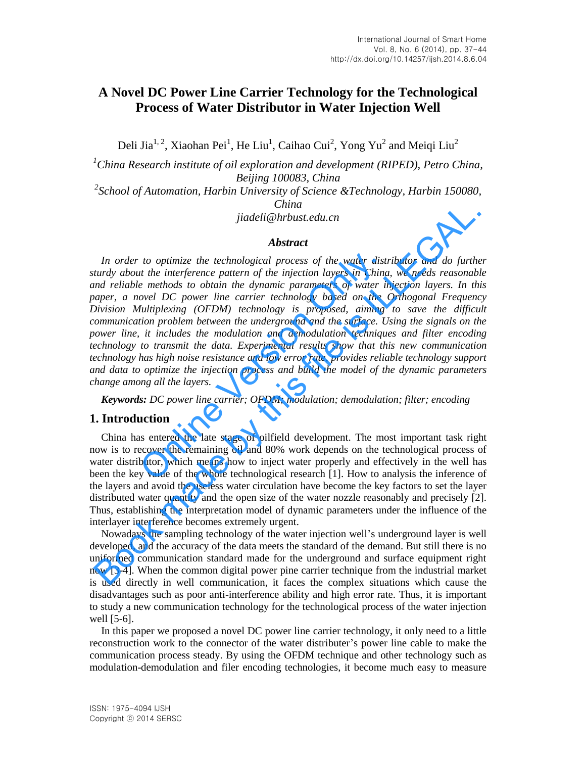# A Novel DC Power Line Carrier Technology for the Technological Process of Water Distributor in Water Injection Well

Deli Jia[1, 2], Xiaohan Pei[1], He Liu[1], Caihao Cui[2], Yong Yu[2] and Meiqi Liu[2]

[1]*China Research institute of oil exploration and development (RIPED), Petro China, Beijing 100083, China*

[2]*School of Automation, Harbin University of Science &Technology, Harbin 150080, China*

*jiadeli@hrbust.edu.cn*

### *Abstract*

*In order to optimize the technological process of the water distributor and do further sturdy about the interference pattern of the injection layers in China, we needs reasonable and reliable methods to obtain the dynamic parameters of water injection layers. In this paper, a novel DC power line carrier technology based on the Orthogonal Frequency Division Multiplexing (OFDM) technology is proposed, aiming to save the difficult communication problem between the underground and the surface. Using the signals on the power line, it includes the modulation and demodulation techniques and filter encoding technology to transmit the data. Experimental results show that this new communication technology has high noise resistance and low error rate, provides reliable technology support and data to optimize the injection process and build the model of the dynamic parameters change among all the layers.*

***Keywords:*** *DC power line carrier; OFDM; modulation; demodulation; filter; encoding*

## 1. Introduction

China has entered the late stage of oilfield development. The most important task right now is to recover the remaining oil and 80% work depends on the technological process of water distributor, which means how to inject water properly and effectively in the well has been the key value of the whole technological research [1]. How to analysis the inference of the layers and avoid the useless water circulation have become the key factors to set the layer distributed water quantity and the open size of the water nozzle reasonably and precisely [2]. Thus, establishing the interpretation model of dynamic parameters under the influence of the interlayer interference becomes extremely urgent.

Nowadays the sampling technology of the water injection well's underground layer is well developed, and the accuracy of the data meets the standard of the demand. But still there is no uniformed communication standard made for the underground and surface equipment right now [3-4]. When the common digital power pine carrier technique from the industrial market is used directly in well communication, it faces the complex situations which cause the disadvantages such as poor anti-interference ability and high error rate. Thus, it is important to study a new communication technology for the technological process of the water injection well [5-6].

In this paper we proposed a novel DC power line carrier technology, it only need to a little reconstruction work to the connector of the water distributer's power line cable to make the communication process steady. By using the OFDM technique and other technology such as modulation-demodulation and filer encoding technologies, it become much easy to measure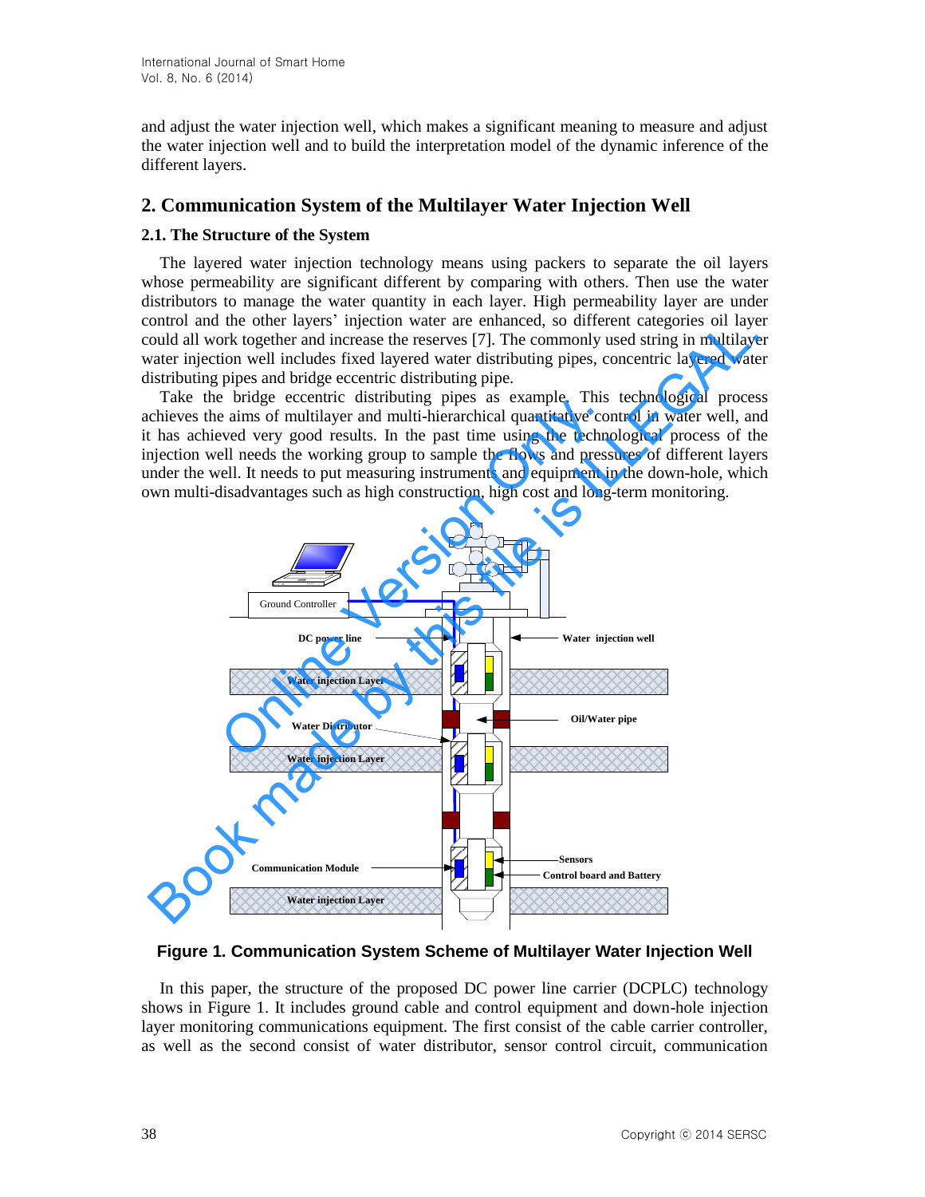and adjust the water injection well, which makes a significant meaning to measure and adjust the water injection well and to build the interpretation model of the dynamic inference of the different layers.

## 2. Communication System of the Multilayer Water Injection Well

### 2.1. The Structure of the System

The layered water injection technology means using packers to separate the oil layers whose permeability are significant different by comparing with others. Then use the water distributors to manage the water quantity in each layer. High permeability layer are under control and the other layers' injection water are enhanced, so different categories oil layer could all work together and increase the reserves [7]. The commonly used string in multilayer water injection well includes fixed layered water distributing pipes, concentric layered water distributing pipes and bridge eccentric distributing pipe.

Take the bridge eccentric distributing pipes as example. This technological process achieves the aims of multilayer and multi-hierarchical quantitative control in water well, and it has achieved very good results. In the past time using the technological process of the injection well needs the working group to sample the flows and pressures of different layers under the well. It needs to put measuring instruments and equipment in the down-hole, which own multi-disadvantages such as high construction, high cost and long-term monitoring.

Figure 1. Communication System Scheme of Multilayer Water Injection Well

In this paper, the structure of the proposed DC power line carrier (DCPLC) technology shows in Figure 1. It includes ground cable and control equipment and down-hole injection layer monitoring communications equipment. The first consist of the cable carrier controller, as well as the second consist of water distributor, sensor control circuit, communication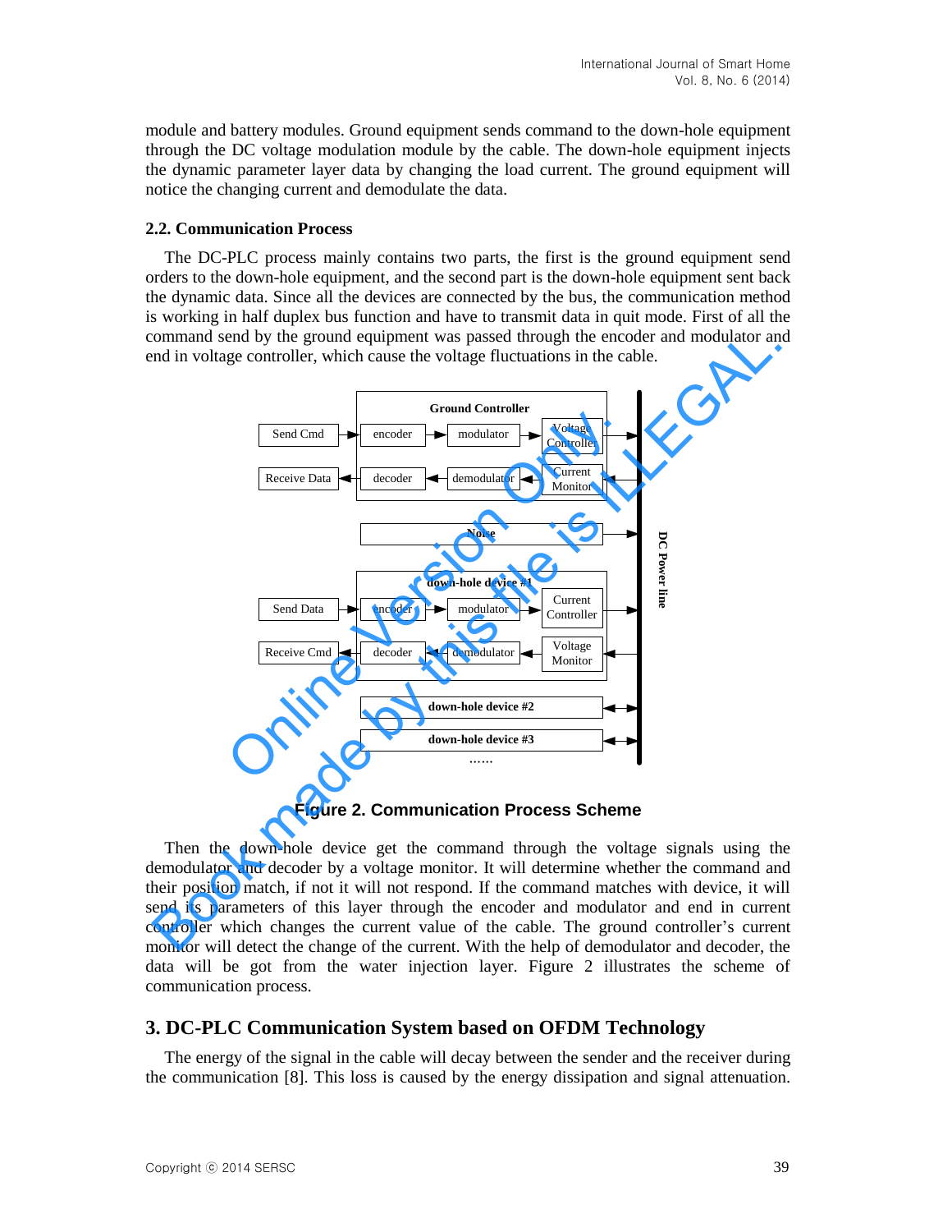module and battery modules. Ground equipment sends command to the down-hole equipment through the DC voltage modulation module by the cable. The down-hole equipment injects the dynamic parameter layer data by changing the load current. The ground equipment will notice the changing current and demodulate the data.

### 2.2. Communication Process

The DC-PLC process mainly contains two parts, the first is the ground equipment send orders to the down-hole equipment, and the second part is the down-hole equipment sent back the dynamic data. Since all the devices are connected by the bus, the communication method is working in half duplex bus function and have to transmit data in quit mode. First of all the command send by the ground equipment was passed through the encoder and modulator and end in voltage controller, which cause the voltage fluctuations in the cable.

**Figure 2. Communication Process Scheme**

Then the down-hole device get the command through the voltage signals using the demodulator and decoder by a voltage monitor. It will determine whether the command and their position match, if not it will not respond. If the command matches with device, it will send its parameters of this layer through the encoder and modulator and end in current controller which changes the current value of the cable. The ground controller's current monitor will detect the change of the current. With the help of demodulator and decoder, the data will be got from the water injection layer. Figure 2 illustrates the scheme of communication process.

## 3. DC-PLC Communication System based on OFDM Technology

The energy of the signal in the cable will decay between the sender and the receiver during the communication [8]. This loss is caused by the energy dissipation and signal attenuation.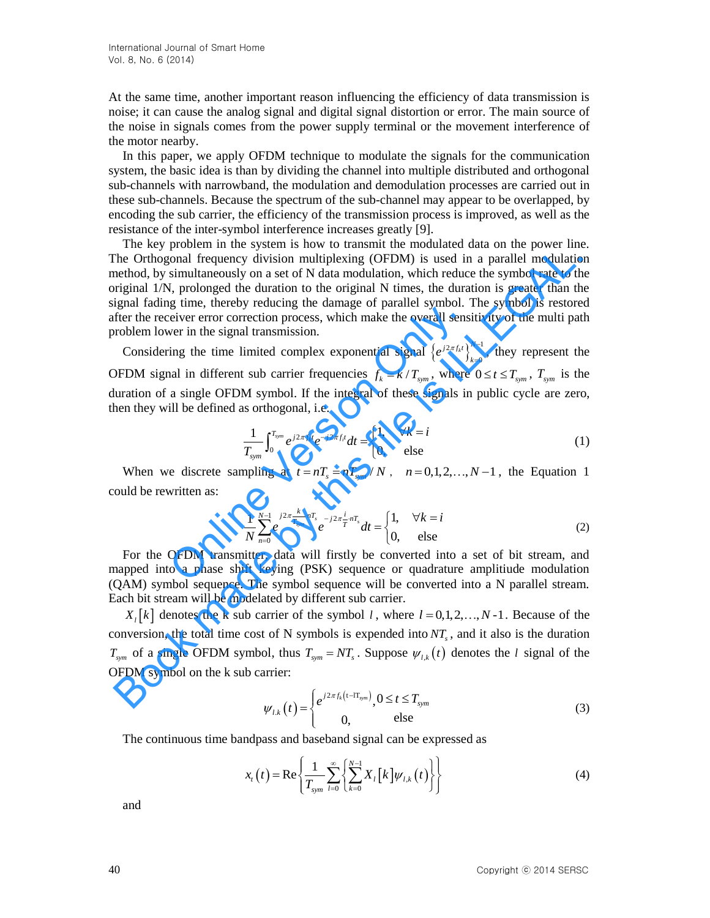At the same time, another important reason influencing the efficiency of data transmission is noise; it can cause the analog signal and digital signal distortion or error. The main source of the noise in signals comes from the power supply terminal or the movement interference of the motor nearby.

In this paper, we apply OFDM technique to modulate the signals for the communication system, the basic idea is than by dividing the channel into multiple distributed and orthogonal sub-channels with narrowband, the modulation and demodulation processes are carried out in these sub-channels. Because the spectrum of the sub-channel may appear to be overlapped, by encoding the sub carrier, the efficiency of the transmission process is improved, as well as the resistance of the inter-symbol interference increases greatly [9].

The key problem in the system is how to transmit the modulated data on the power line. The Orthogonal frequency division multiplexing (OFDM) is used in a parallel modulation method, by simultaneously on a set of N data modulation, which reduce the symbol rate to the original 1/N, prolonged the duration to the original N times, the duration is greater than the signal fading time, thereby reducing the damage of parallel symbol. The symbol is restored after the receiver error correction process, which make the overall sensitivity of the multi path problem lower in the signal transmission.

Considering the time limited complex exponential signal $\left\{e^{j2\pi f_k t}\right\}_{k=0}^{N-1}$, they represent the OFDM signal in different sub carrier frequencies $f_k = k / T_{sym}$, where $0 \le t \le T_{sym}$, $T_{sym}$ is the duration of a single OFDM symbol. If the integral of these signals in public cycle are zero, then they will be defined as orthogonal, i.e.

$$\frac{1}{T_{sym}} \int_0^{T_{sym}} e^{j2\pi f_k t} e^{-j2\pi f_i t} dt = \begin{cases} 1, & \forall k = i \\ 0, & \text{else} \end{cases} \tag{1}$$

When we discrete sampling at $t = nT_s = nT_{sym} / N$, $n = 0,1,2,\ldots,N-1$, the Equation 1 could be rewritten as:

$$\frac{1}{N} \sum_{n=0}^{N-1} e^{j2\pi \frac{k}{T_{sym}} \cdot nT_s} e^{-j2\pi \frac{i}{T} \cdot nT_s} dt = \begin{cases} 1, & \forall k = i \\ 0, & \text{else} \end{cases} \tag{2}$$

For the OFDM transmitter, data will firstly be converted into a set of bit stream, and mapped into a phase shift keying (PSK) sequence or quadrature amplitiude modulation (QAM) symbol sequence. The symbol sequence will be converted into a N parallel stream. Each bit stream will be modelated by different sub carrier.

$X_l[k]$ denotes the k sub carrier of the symbol $l$, where $l = 0,1,2,\ldots,N$-1. Because of the conversion, the total time cost of N symbols is expended into $NT_s$, and it also is the duration $T_{sym}$ of a single OFDM symbol, thus $T_{sym} = NT_s$. Suppose $\psi_{l,k}(t)$ denotes the $l$ signal of the OFDM symbol on the k sub carrier:

$$\psi_{l,k}(t) = \begin{cases} e^{j2\pi f_k (t - lT_{sym})}, & 0 \le t \le T_{sym} \\ 0, & \text{else} \end{cases} \tag{3}$$

The continuous time bandpass and baseband signal can be expressed as

$$x_t(t) = \text{Re}\left\{ \frac{1}{T_{sym}} \sum_{l=0}^{\infty} \left\{ \sum_{k=0}^{N-1} X_l[k] \psi_{l,k}(t) \right\} \right\} \tag{4}$$

and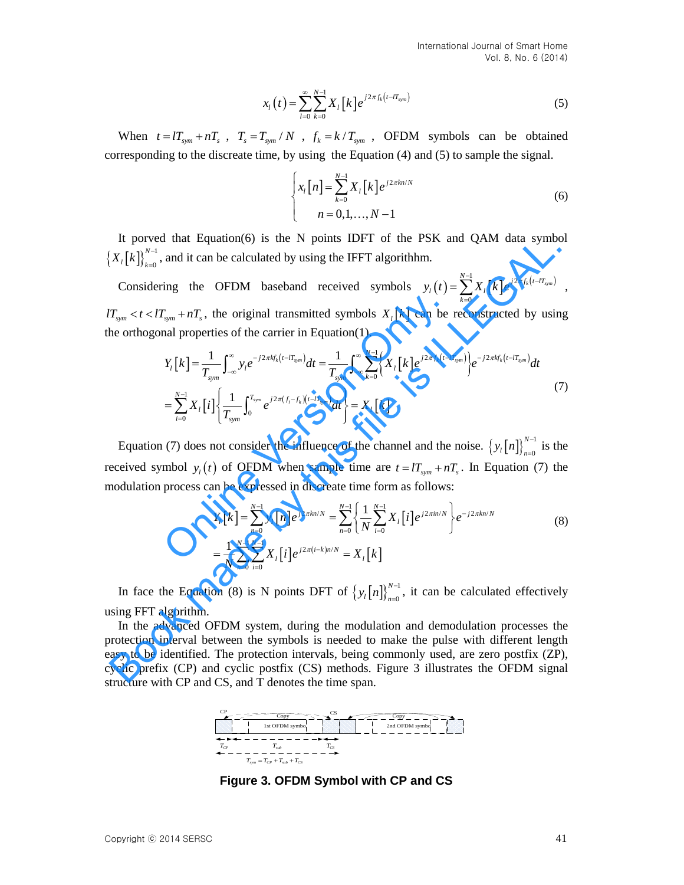$$x_l(t) = \sum_{l=0}^{\infty} \sum_{k=0}^{N-1} X_l[k] e^{j2\pi f_k (t - lT_{sym})} \tag{5}$$

When $t = lT_{sym} + nT_s$ , $T_s = T_{sym} / N$ , $f_k = k / T_{sym}$ , OFDM symbols can be obtained corresponding to the discrete time, by using the Equation (4) and (5) to sample the signal.

$$\begin{cases} x_l[n] = \sum_{k=0}^{N-1} X_l[k] e^{j2\pi kn/N} \\ n = 0,1,\ldots,N-1 \end{cases} \tag{6}$$

It porved that Equation(6) is the N points IDFT of the PSK and QAM data symbol $\{X_l[k]\}_{k=0}^{N-1}$, and it can be calculated by using the IFFT algorithhm.

Considering the OFDM baseband received symbols $y_l(t) = \sum_{k=0}^{N-1} X_l[k] e^{j2\pi f_k (t - lT_{sym})}$ , $lT_{sym} < t < lT_{sym} + nT_s$, the original transmitted symbols $X_l[k]$ can be reconstructed by using the orthogonal properties of the carrier in Equation(1).

$$\begin{aligned} Y_l[k] &= \frac{1}{T_{sym}} \int_{-\infty}^{\infty} y_l e^{-j2\pi k f_k (t - lT_{sym})} dt = \frac{1}{T_{sym}} \int_{-\infty}^{\infty} \left\{ \sum_{k=0}^{N-1} X_l[k] e^{j2\pi f_k (t - lT_{sym})} \right\} e^{-j2\pi k f_k (t - lT_{sym})} dt \\ &= \sum_{i=0}^{N-1} X_l[i] \left\{ \frac{1}{T_{sym}} \int_0^{T_{sym}} e^{j2\pi (f_i - f_k)(t - lT_{sym})} dt \right\} = X_l[k] \end{aligned} \tag{7}$$

Equation (7) does not consider the influence of the channel and the noise. $\{y_l[n]\}_{n=0}^{N-1}$ is the received symbol $y_l(t)$ of OFDM when sample time are $t = lT_{sym} + nT_s$. In Equation (7) the modulation process can be expressed in discreate time form as follows:

$$\begin{aligned} Y_l[k] &= \sum_{n=0}^{N-1} y_l[n] e^{-j2\pi kn/N} = \sum_{n=0}^{N-1} \left\{ \frac{1}{N} \sum_{i=0}^{N-1} X_l[i] e^{j2\pi in/N} \right\} e^{-j2\pi kn/N} \\ &= \frac{1}{N} \sum_{n=0}^{N-1} \sum_{i=0}^{N-1} X_l[i] e^{j2\pi (i-k)n/N} = X_l[k] \end{aligned} \tag{8}$$

In face the Equation (8) is N points DFT of $\{y_l[n]\}_{n=0}^{N-1}$, it can be calculated effectively using FFT algorithm.

In the advanced OFDM system, during the modulation and demodulation processes the protection interval between the symbols is needed to make the pulse with different length easy to be identified. The protection intervals, being commonly used, are zero postfix (ZP), cyclic prefix (CP) and cyclic postfix (CS) methods. Figure 3 illustrates the OFDM signal structure with CP and CS, and T denotes the time span.

**Figure 3. OFDM Symbol with CP and CS**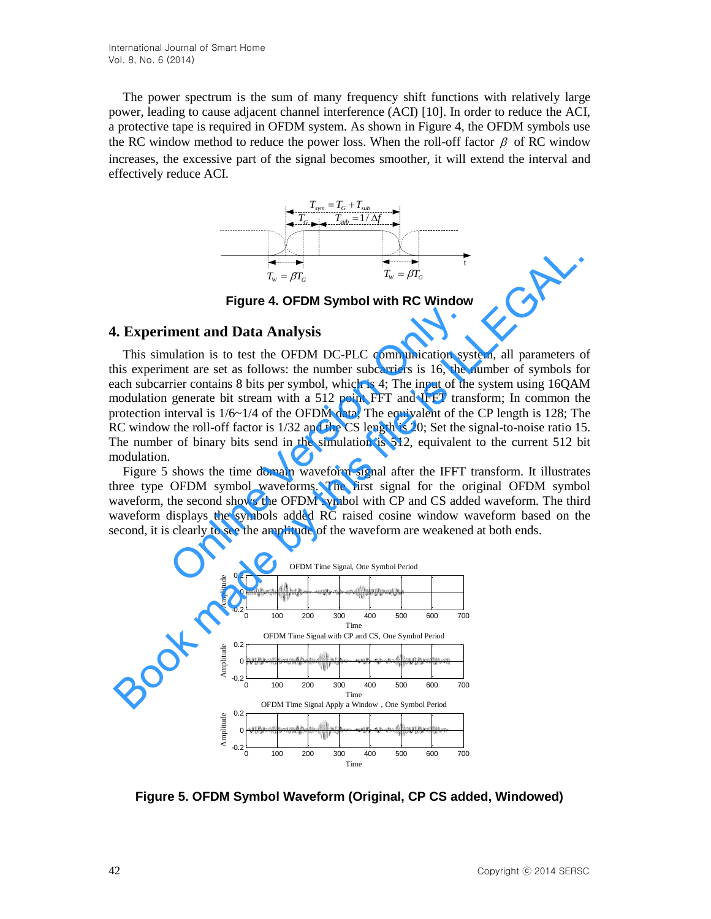The power spectrum is the sum of many frequency shift functions with relatively large power, leading to cause adjacent channel interference (ACI) [10]. In order to reduce the ACI, a protective tape is required in OFDM system. As shown in Figure 4, the OFDM symbols use the RC window method to reduce the power loss. When the roll-off factor $\beta$ of RC window increases, the excessive part of the signal becomes smoother, it will extend the interval and effectively reduce ACI.

**Figure 4. OFDM Symbol with RC Window**

## 4. Experiment and Data Analysis

This simulation is to test the OFDM DC-PLC communication system, all parameters of this experiment are set as follows: the number subcarriers is 16, the number of symbols for each subcarrier contains 8 bits per symbol, which is 4; The input of the system using 16QAM modulation generate bit stream with a 512 point FFT and IFFT transform; In common the protection interval is 1/6~1/4 of the OFDM data, The equivalent of the CP length is 128; The RC window the roll-off factor is 1/32 and the CS length is 20; Set the signal-to-noise ratio 15. The number of binary bits send in the simulation is 512, equivalent to the current 512 bit modulation.

Figure 5 shows the time domain waveform signal after the IFFT transform. It illustrates three type OFDM symbol waveforms. The first signal for the original OFDM symbol waveform, the second shows the OFDM symbol with CP and CS added waveform. The third waveform displays the symbols added RC raised cosine window waveform based on the second, it is clearly to see the amplitude of the waveform are weakened at both ends.

**Figure 5. OFDM Symbol Waveform (Original, CP CS added, Windowed)**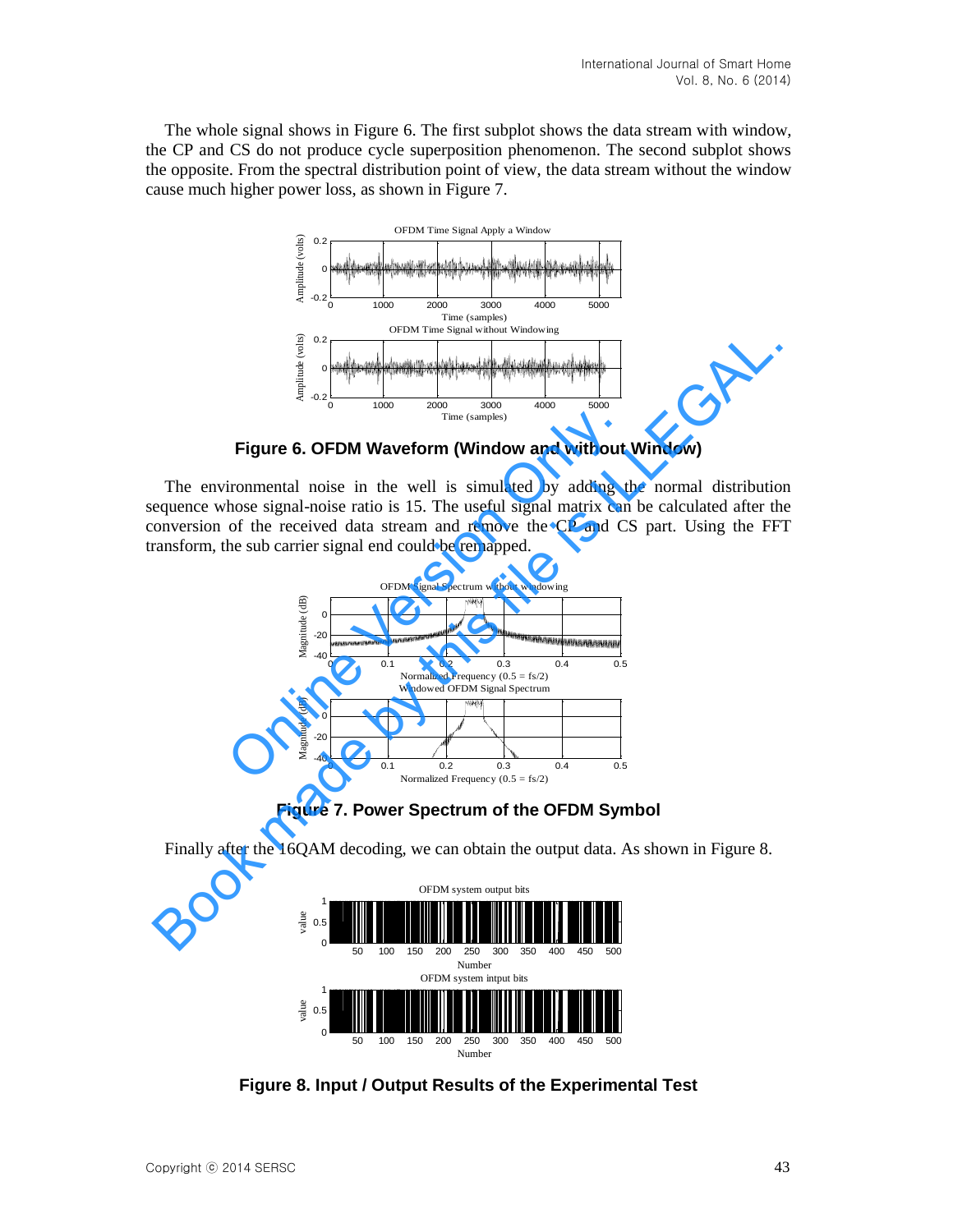The whole signal shows in Figure 6. The first subplot shows the data stream with window, the CP and CS do not produce cycle superposition phenomenon. The second subplot shows the opposite. From the spectral distribution point of view, the data stream without the window cause much higher power loss, as shown in Figure 7.

**Figure 6. OFDM Waveform (Window and without Window)**

The environmental noise in the well is simulated by adding the normal distribution sequence whose signal-noise ratio is 15. The useful signal matrix can be calculated after the conversion of the received data stream and remove the CP and CS part. Using the FFT transform, the sub carrier signal end could be remapped.

**Figure 7. Power Spectrum of the OFDM Symbol**

Finally after the 16QAM decoding, we can obtain the output data. As shown in Figure 8.

**Figure 8. Input / Output Results of the Experimental Test**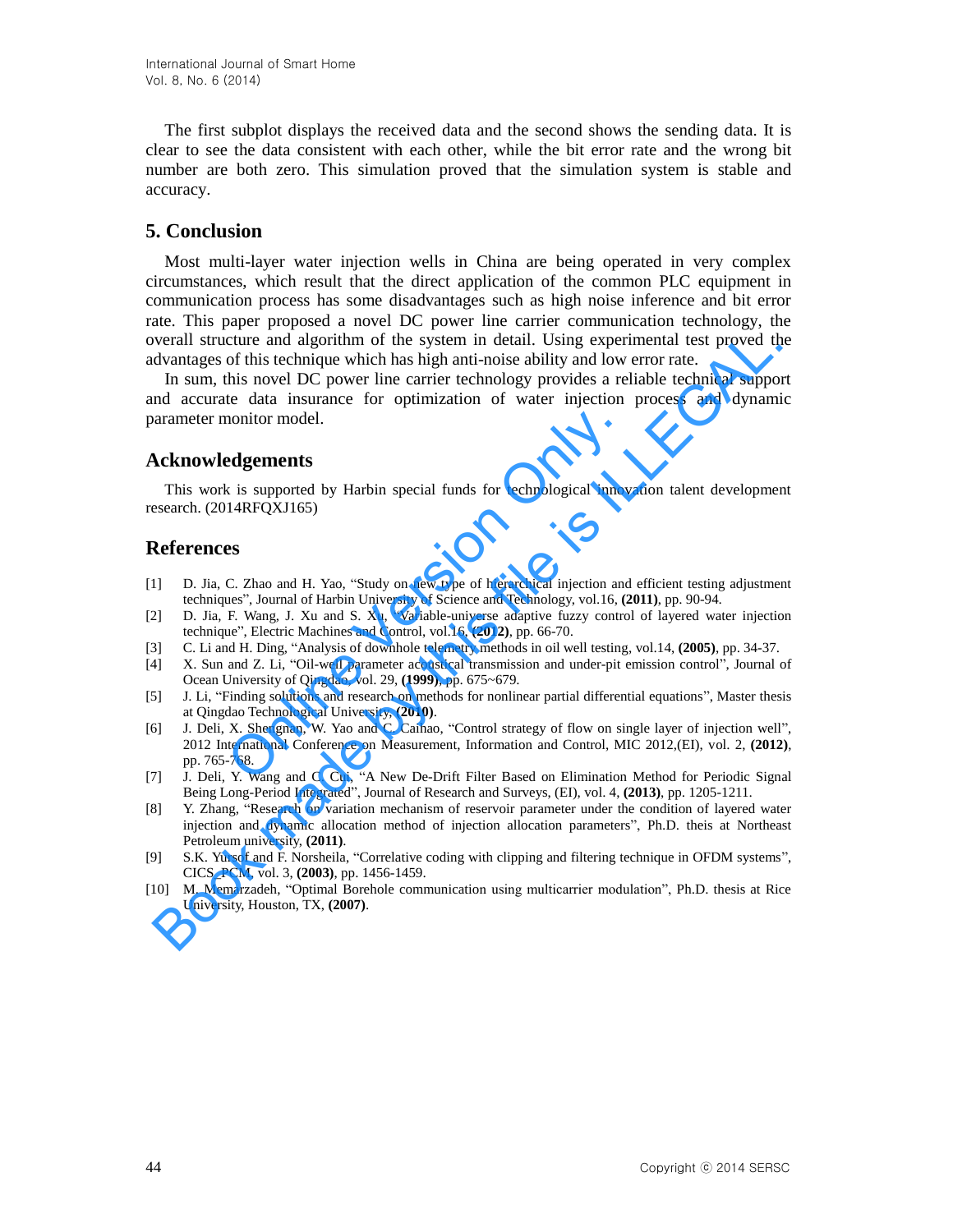The first subplot displays the received data and the second shows the sending data. It is clear to see the data consistent with each other, while the bit error rate and the wrong bit number are both zero. This simulation proved that the simulation system is stable and accuracy.

## 5. Conclusion

Most multi-layer water injection wells in China are being operated in very complex circumstances, which result that the direct application of the common PLC equipment in communication process has some disadvantages such as high noise inference and bit error rate. This paper proposed a novel DC power line carrier communication technology, the overall structure and algorithm of the system in detail. Using experimental test proved the advantages of this technique which has high anti-noise ability and low error rate.

In sum, this novel DC power line carrier technology provides a reliable technical support and accurate data insurance for optimization of water injection process and dynamic parameter monitor model.

## Acknowledgements

This work is supported by Harbin special funds for technological innovation talent development research. (2014RFQXJ165)

## References

[1] D. Jia, C. Zhao and H. Yao, "Study on new type of hierarchical injection and efficient testing adjustment techniques", Journal of Harbin University of Science and Technology, vol.16, **(2011)**, pp. 90-94.

[2] D. Jia, F. Wang, J. Xu and S. Xu, "Variable-universe adaptive fuzzy control of layered water injection technique", Electric Machines and Control, vol.16, **(2012)**, pp. 66-70.

[3] C. Li and H. Ding, "Analysis of downhole telemetry methods in oil well testing, vol.14, **(2005)**, pp. 34-37.

[4] X. Sun and Z. Li, "Oil-well parameter acoustical transmission and under-pit emission control", Journal of Ocean University of Qingdao, vol. 29, **(1999)**, pp. 675~679.

[5] J. Li, "Finding solutions and research on methods for nonlinear partial differential equations", Master thesis at Qingdao Technological University, **(2010)**.

[6] J. Deli, X. Shengnan, W. Yao and C. Caihao, "Control strategy of flow on single layer of injection well", 2012 International Conference on Measurement, Information and Control, MIC 2012,(EI), vol. 2, **(2012)**, pp. 765-768.

[7] J. Deli, Y. Wang and C. Cui, "A New De-Drift Filter Based on Elimination Method for Periodic Signal Being Long-Period Integrated", Journal of Research and Surveys, (EI), vol. 4, **(2013)**, pp. 1205-1211.

[8] Y. Zhang, "Research on variation mechanism of reservoir parameter under the condition of layered water injection and dynamic allocation method of injection allocation parameters", Ph.D. theis at Northeast Petroleum university, **(2011)**.

[9] S.K. Yusof and F. Norsheila, "Correlative coding with clipping and filtering technique in OFDM systems", CICS PCM, vol. 3, **(2003)**, pp. 1456-1459.

[10] M. Memarzadeh, "Optimal Borehole communication using multicarrier modulation", Ph.D. thesis at Rice University, Houston, TX, **(2007)**.